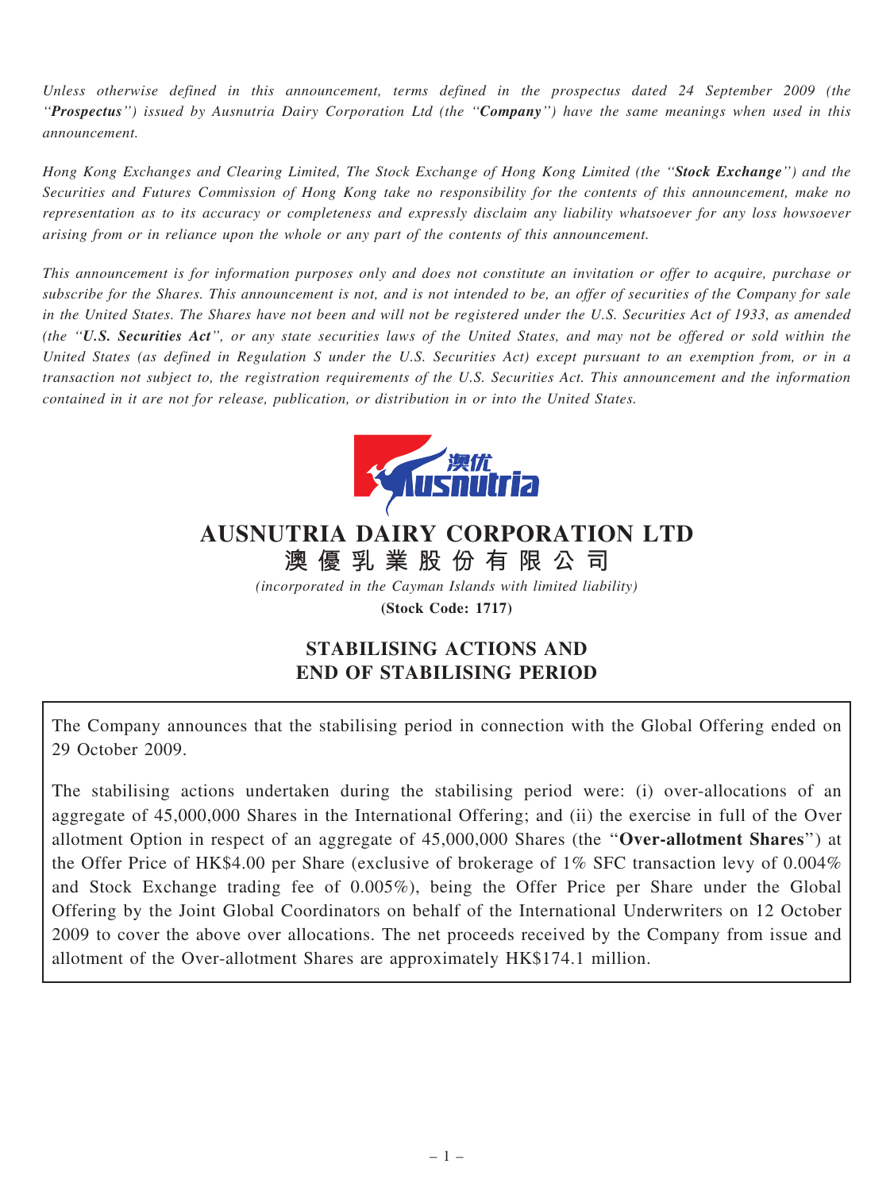*Unless otherwise defined in this announcement, terms defined in the prospectus dated 24 September 2009 (the "**Prospectus**") issued by Ausnutria Dairy Corporation Ltd (the "**Company**") have the same meanings when used in this announcement.*

*Hong Kong Exchanges and Clearing Limited, The Stock Exchange of Hong Kong Limited (the "**Stock Exchange**") and the Securities and Futures Commission of Hong Kong take no responsibility for the contents of this announcement, make no representation as to its accuracy or completeness and expressly disclaim any liability whatsoever for any loss howsoever arising from or in reliance upon the whole or any part of the contents of this announcement.*

*This announcement is for information purposes only and does not constitute an invitation or offer to acquire, purchase or subscribe for the Shares. This announcement is not, and is not intended to be, an offer of securities of the Company for sale in the United States. The Shares have not been and will not be registered under the U.S. Securities Act of 1933, as amended (the "**U.S. Securities Act**", or any state securities laws of the United States, and may not be offered or sold within the United States (as defined in Regulation S under the U.S. Securities Act) except pursuant to an exemption from, or in a transaction not subject to, the registration requirements of the U.S. Securities Act. This announcement and the information contained in it are not for release, publication, or distribution in or into the United States.*

# AUSNUTRIA DAIRY CORPORATION LTD
# 澳優乳業股份有限公司

*(incorporated in the Cayman Islands with limited liability)*

**(Stock Code: 1717)**

## STABILISING ACTIONS AND END OF STABILISING PERIOD

The Company announces that the stabilising period in connection with the Global Offering ended on 29 October 2009.

The stabilising actions undertaken during the stabilising period were: (i) over-allocations of an aggregate of 45,000,000 Shares in the International Offering; and (ii) the exercise in full of the Over allotment Option in respect of an aggregate of 45,000,000 Shares (the "**Over-allotment Shares**") at the Offer Price of HK$4.00 per Share (exclusive of brokerage of 1% SFC transaction levy of 0.004% and Stock Exchange trading fee of 0.005%), being the Offer Price per Share under the Global Offering by the Joint Global Coordinators on behalf of the International Underwriters on 12 October 2009 to cover the above over allocations. The net proceeds received by the Company from issue and allotment of the Over-allotment Shares are approximately HK$174.1 million.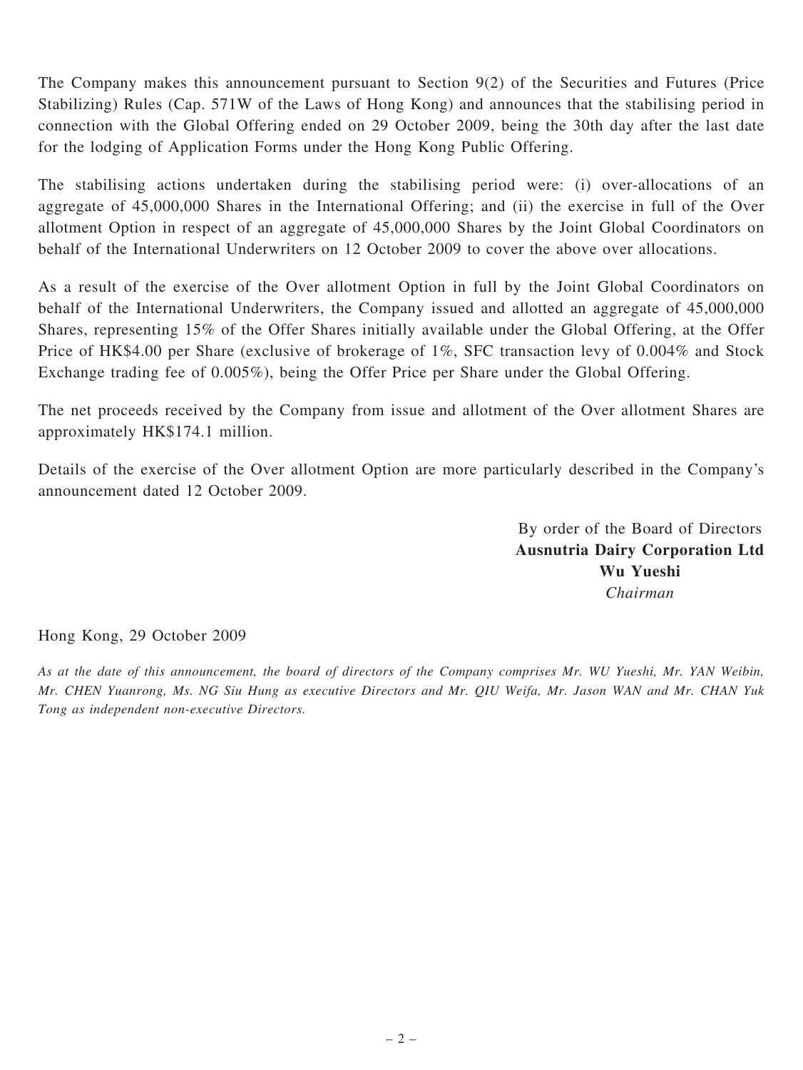The Company makes this announcement pursuant to Section 9(2) of the Securities and Futures (Price Stabilizing) Rules (Cap. 571W of the Laws of Hong Kong) and announces that the stabilising period in connection with the Global Offering ended on 29 October 2009, being the 30th day after the last date for the lodging of Application Forms under the Hong Kong Public Offering.

The stabilising actions undertaken during the stabilising period were: (i) over-allocations of an aggregate of 45,000,000 Shares in the International Offering; and (ii) the exercise in full of the Over allotment Option in respect of an aggregate of 45,000,000 Shares by the Joint Global Coordinators on behalf of the International Underwriters on 12 October 2009 to cover the above over allocations.

As a result of the exercise of the Over allotment Option in full by the Joint Global Coordinators on behalf of the International Underwriters, the Company issued and allotted an aggregate of 45,000,000 Shares, representing 15% of the Offer Shares initially available under the Global Offering, at the Offer Price of HK$4.00 per Share (exclusive of brokerage of 1%, SFC transaction levy of 0.004% and Stock Exchange trading fee of 0.005%), being the Offer Price per Share under the Global Offering.

The net proceeds received by the Company from issue and allotment of the Over allotment Shares are approximately HK$174.1 million.

Details of the exercise of the Over allotment Option are more particularly described in the Company's announcement dated 12 October 2009.

By order of the Board of Directors
**Ausnutria Dairy Corporation Ltd**
**Wu Yueshi**
*Chairman*

Hong Kong, 29 October 2009

*As at the date of this announcement, the board of directors of the Company comprises Mr. WU Yueshi, Mr. YAN Weibin, Mr. CHEN Yuanrong, Ms. NG Siu Hung as executive Directors and Mr. QIU Weifa, Mr. Jason WAN and Mr. CHAN Yuk Tong as independent non-executive Directors.*